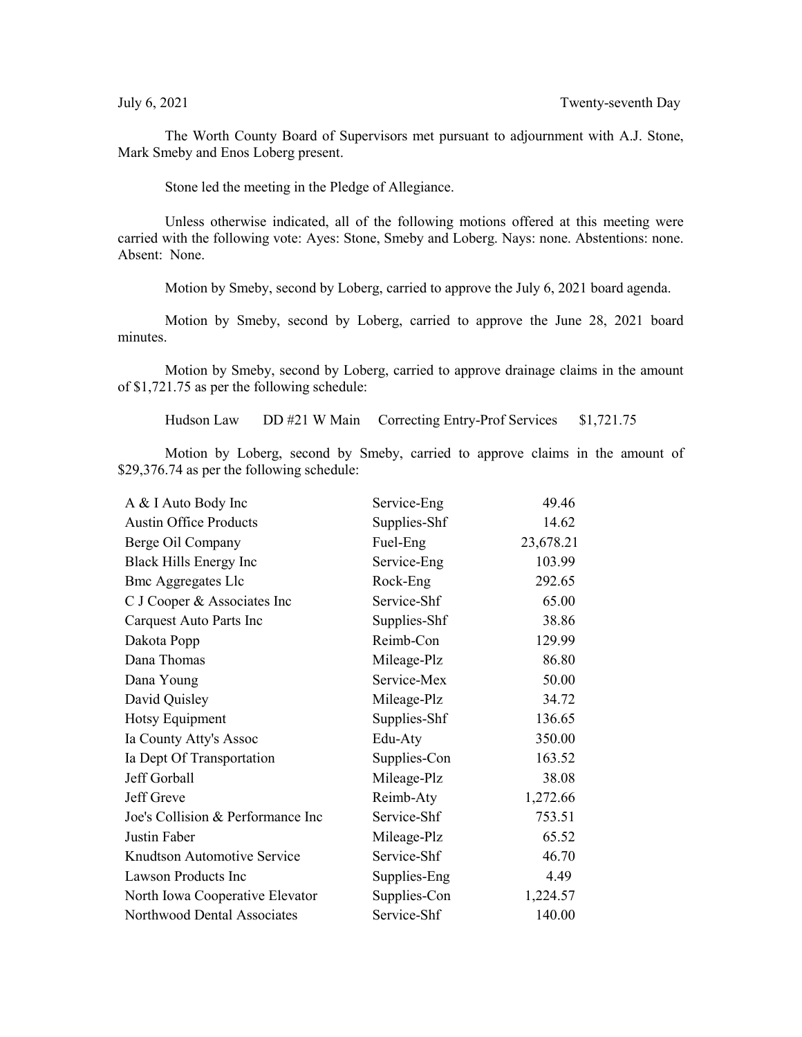July 6, 2021 Twenty-seventh Day

The Worth County Board of Supervisors met pursuant to adjournment with A.J. Stone, Mark Smeby and Enos Loberg present.

Stone led the meeting in the Pledge of Allegiance.

Unless otherwise indicated, all of the following motions offered at this meeting were carried with the following vote: Ayes: Stone, Smeby and Loberg. Nays: none. Abstentions: none. Absent: None.

Motion by Smeby, second by Loberg, carried to approve the July 6, 2021 board agenda.

Motion by Smeby, second by Loberg, carried to approve the June 28, 2021 board minutes.

Motion by Smeby, second by Loberg, carried to approve drainage claims in the amount of $1,721.75 as per the following schedule:

| | | | |
|---|---|---|---|
| Hudson Law | DD #21 W Main | Correcting Entry-Prof Services | $1,721.75 |

Motion by Loberg, second by Smeby, carried to approve claims in the amount of $29,376.74 as per the following schedule:

| | | |
|---|---|---|
| A & I Auto Body Inc | Service-Eng | 49.46 |
| Austin Office Products | Supplies-Shf | 14.62 |
| Berge Oil Company | Fuel-Eng | 23,678.21 |
| Black Hills Energy Inc | Service-Eng | 103.99 |
| Bmc Aggregates Llc | Rock-Eng | 292.65 |
| C J Cooper & Associates Inc | Service-Shf | 65.00 |
| Carquest Auto Parts Inc | Supplies-Shf | 38.86 |
| Dakota Popp | Reimb-Con | 129.99 |
| Dana Thomas | Mileage-Plz | 86.80 |
| Dana Young | Service-Mex | 50.00 |
| David Quisley | Mileage-Plz | 34.72 |
| Hotsy Equipment | Supplies-Shf | 136.65 |
| Ia County Atty's Assoc | Edu-Aty | 350.00 |
| Ia Dept Of Transportation | Supplies-Con | 163.52 |
| Jeff Gorball | Mileage-Plz | 38.08 |
| Jeff Greve | Reimb-Aty | 1,272.66 |
| Joe's Collision & Performance Inc | Service-Shf | 753.51 |
| Justin Faber | Mileage-Plz | 65.52 |
| Knudtson Automotive Service | Service-Shf | 46.70 |
| Lawson Products Inc | Supplies-Eng | 4.49 |
| North Iowa Cooperative Elevator | Supplies-Con | 1,224.57 |
| Northwood Dental Associates | Service-Shf | 140.00 |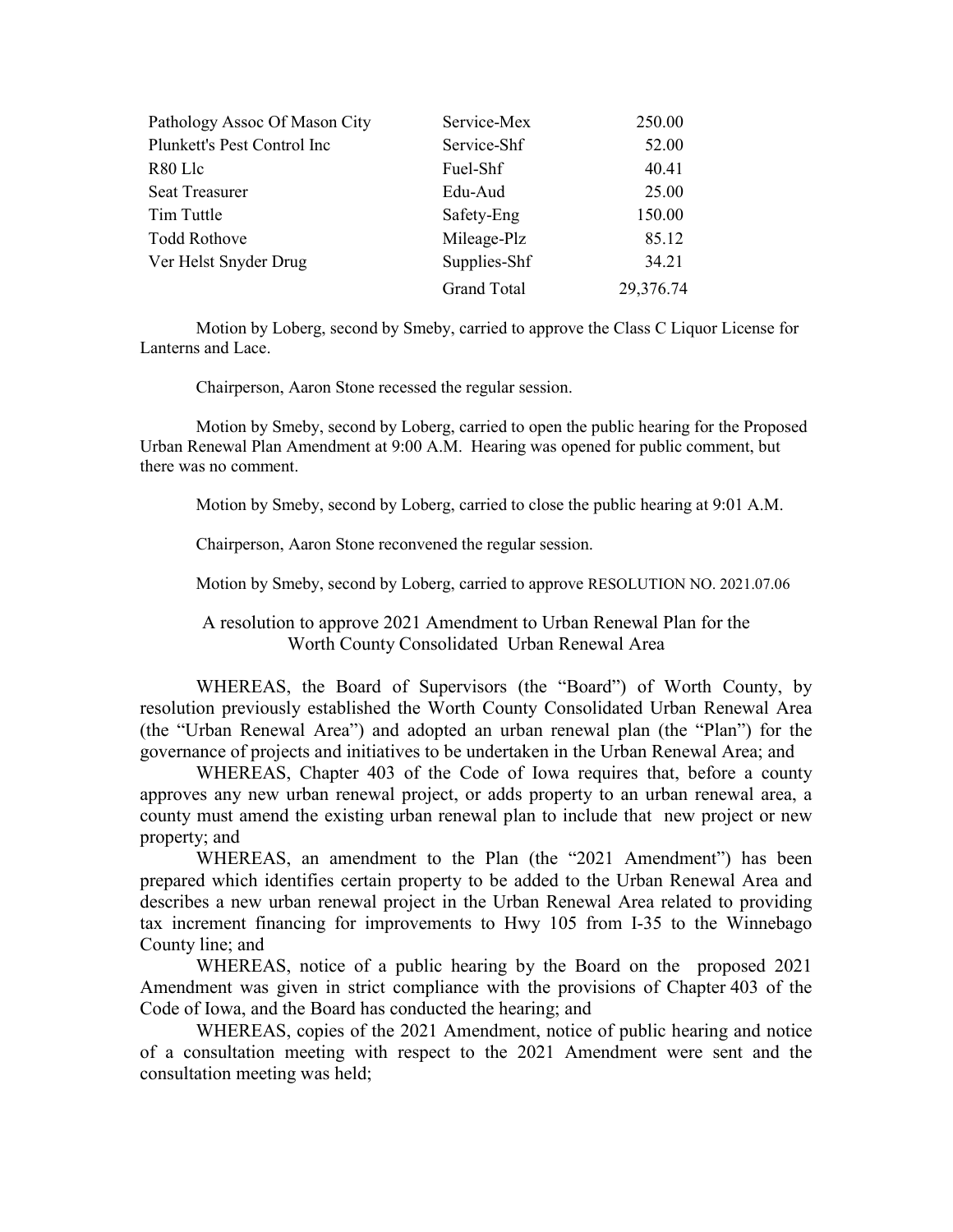| | | |
|---|---|---|
| Pathology Assoc Of Mason City | Service-Mex | 250.00 |
| Plunkett's Pest Control Inc | Service-Shf | 52.00 |
| R80 Llc | Fuel-Shf | 40.41 |
| Seat Treasurer | Edu-Aud | 25.00 |
| Tim Tuttle | Safety-Eng | 150.00 |
| Todd Rothove | Mileage-Plz | 85.12 |
| Ver Helst Snyder Drug | Supplies-Shf | 34.21 |
| | Grand Total | 29,376.74 |

Motion by Loberg, second by Smeby, carried to approve the Class C Liquor License for Lanterns and Lace.

Chairperson, Aaron Stone recessed the regular session.

Motion by Smeby, second by Loberg, carried to open the public hearing for the Proposed Urban Renewal Plan Amendment at 9:00 A.M. Hearing was opened for public comment, but there was no comment.

Motion by Smeby, second by Loberg, carried to close the public hearing at 9:01 A.M.

Chairperson, Aaron Stone reconvened the regular session.

Motion by Smeby, second by Loberg, carried to approve RESOLUTION NO. 2021.07.06

A resolution to approve 2021 Amendment to Urban Renewal Plan for the Worth County Consolidated Urban Renewal Area

WHEREAS, the Board of Supervisors (the "Board") of Worth County, by resolution previously established the Worth County Consolidated Urban Renewal Area (the "Urban Renewal Area") and adopted an urban renewal plan (the "Plan") for the governance of projects and initiatives to be undertaken in the Urban Renewal Area; and

WHEREAS, Chapter 403 of the Code of Iowa requires that, before a county approves any new urban renewal project, or adds property to an urban renewal area, a county must amend the existing urban renewal plan to include that new project or new property; and

WHEREAS, an amendment to the Plan (the "2021 Amendment") has been prepared which identifies certain property to be added to the Urban Renewal Area and describes a new urban renewal project in the Urban Renewal Area related to providing tax increment financing for improvements to Hwy 105 from I-35 to the Winnebago County line; and

WHEREAS, notice of a public hearing by the Board on the proposed 2021 Amendment was given in strict compliance with the provisions of Chapter 403 of the Code of Iowa, and the Board has conducted the hearing; and

WHEREAS, copies of the 2021 Amendment, notice of public hearing and notice of a consultation meeting with respect to the 2021 Amendment were sent and the consultation meeting was held;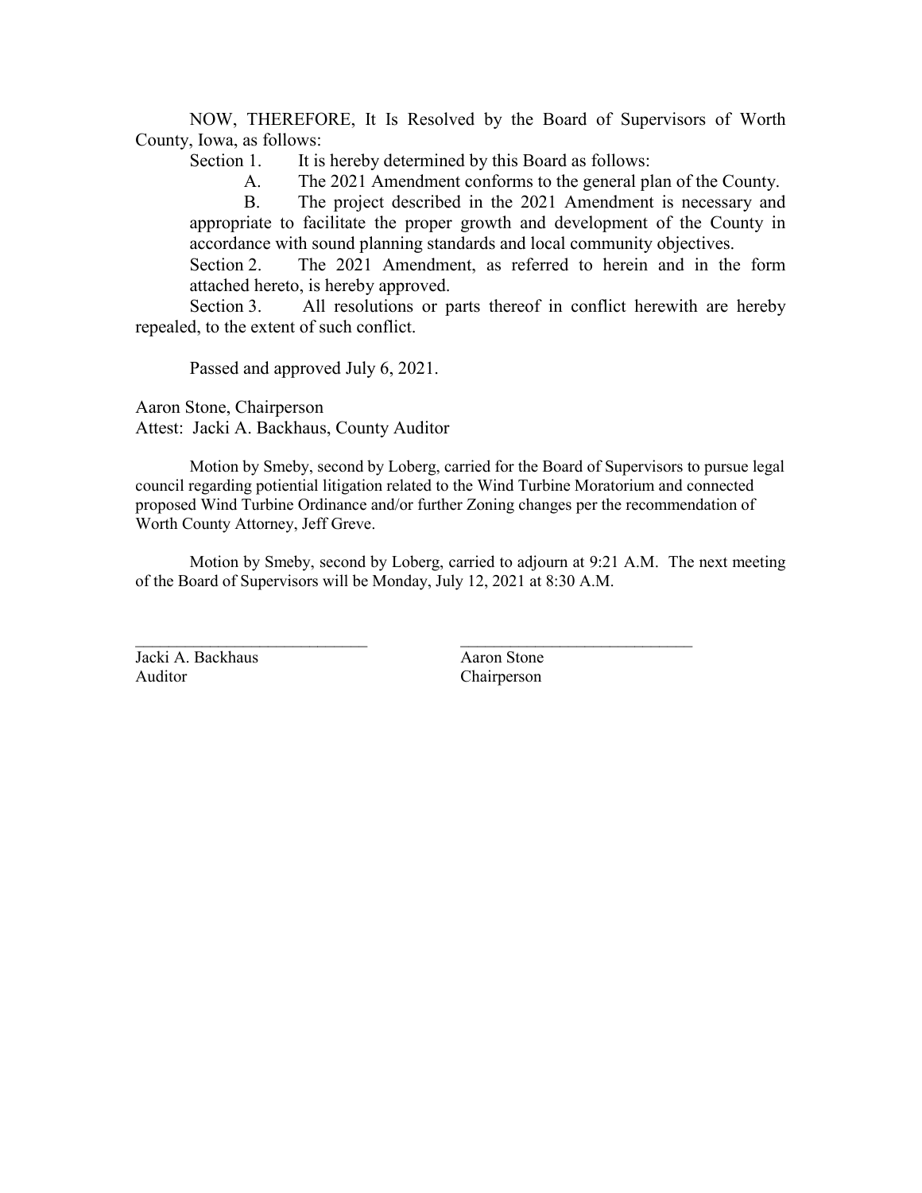NOW, THEREFORE, It Is Resolved by the Board of Supervisors of Worth County, Iowa, as follows:

Section 1. It is hereby determined by this Board as follows:

A. The 2021 Amendment conforms to the general plan of the County.

B. The project described in the 2021 Amendment is necessary and appropriate to facilitate the proper growth and development of the County in accordance with sound planning standards and local community objectives.

Section 2. The 2021 Amendment, as referred to herein and in the form attached hereto, is hereby approved.

Section 3. All resolutions or parts thereof in conflict herewith are hereby repealed, to the extent of such conflict.

Passed and approved July 6, 2021.

Aaron Stone, Chairperson
Attest: Jacki A. Backhaus, County Auditor

Motion by Smeby, second by Loberg, carried for the Board of Supervisors to pursue legal council regarding potiential litigation related to the Wind Turbine Moratorium and connected proposed Wind Turbine Ordinance and/or further Zoning changes per the recommendation of Worth County Attorney, Jeff Greve.

Motion by Smeby, second by Loberg, carried to adjourn at 9:21 A.M. The next meeting of the Board of Supervisors will be Monday, July 12, 2021 at 8:30 A.M.

\_\_\_\_\_\_\_\_\_\_\_\_\_\_\_\_\_\_\_\_\_\_\_\_\_\_\_\_\_\_ \_\_\_\_\_\_\_\_\_\_\_\_\_\_\_\_\_\_\_\_\_\_\_\_\_\_\_\_\_\_

Jacki A. Backhaus
Auditor

Aaron Stone
Chairperson